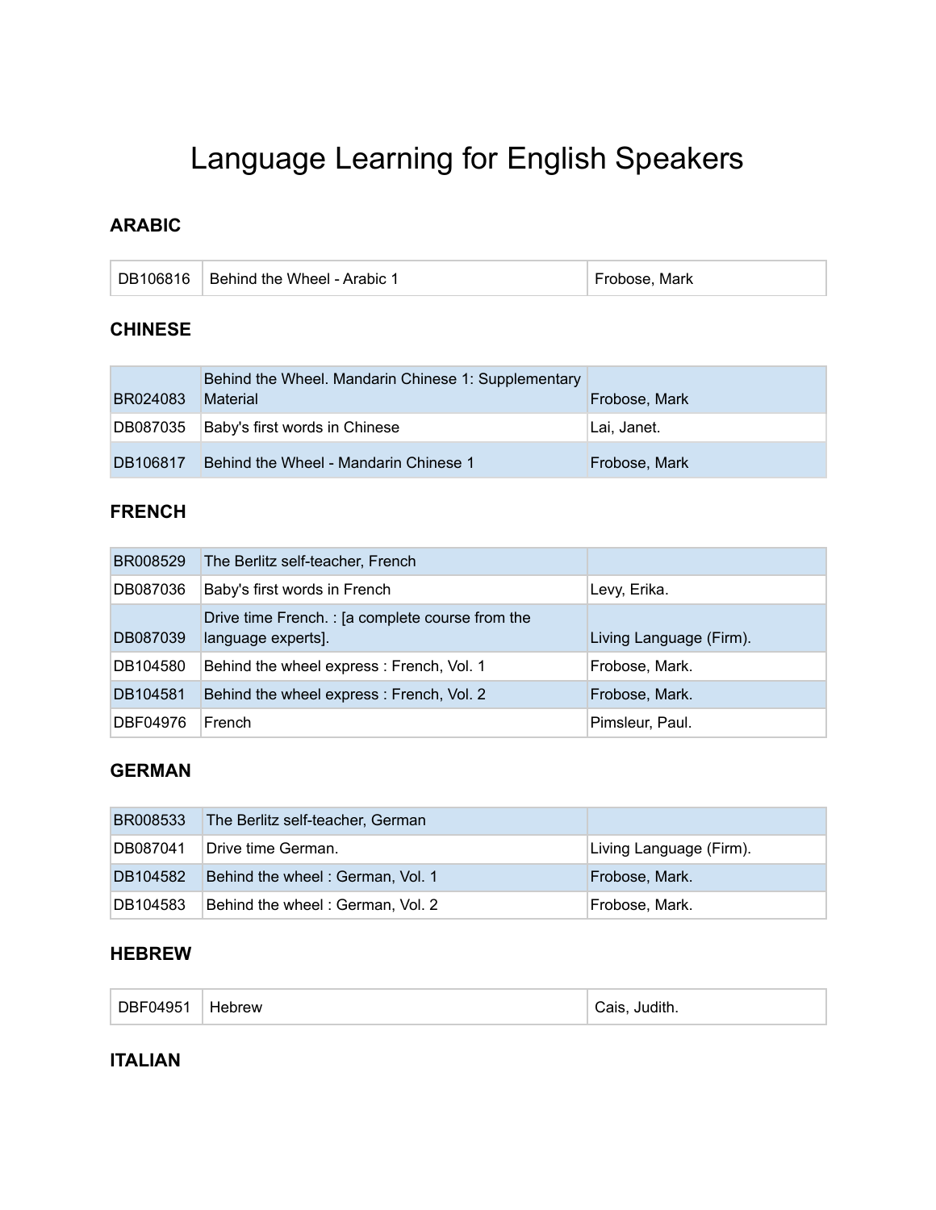# Language Learning for English Speakers

### ARABIC

| | | |
|---|---|---|
| DB106816 | Behind the Wheel - Arabic 1 | Frobose, Mark |

### CHINESE

| | | |
|---|---|---|
| BR024083 | Behind the Wheel. Mandarin Chinese 1: Supplementary Material | Frobose, Mark |
| DB087035 | Baby's first words in Chinese | Lai, Janet. |
| DB106817 | Behind the Wheel - Mandarin Chinese 1 | Frobose, Mark |

### FRENCH

| | | |
|---|---|---|
| BR008529 | The Berlitz self-teacher, French | |
| DB087036 | Baby's first words in French | Levy, Erika. |
| DB087039 | Drive time French. : [a complete course from the language experts]. | Living Language (Firm). |
| DB104580 | Behind the wheel express : French, Vol. 1 | Frobose, Mark. |
| DB104581 | Behind the wheel express : French, Vol. 2 | Frobose, Mark. |
| DBF04976 | French | Pimsleur, Paul. |

### GERMAN

| | | |
|---|---|---|
| BR008533 | The Berlitz self-teacher, German | |
| DB087041 | Drive time German. | Living Language (Firm). |
| DB104582 | Behind the wheel : German, Vol. 1 | Frobose, Mark. |
| DB104583 | Behind the wheel : German, Vol. 2 | Frobose, Mark. |

### HEBREW

| | | |
|---|---|---|
| DBF04951 | Hebrew | Cais, Judith. |

### ITALIAN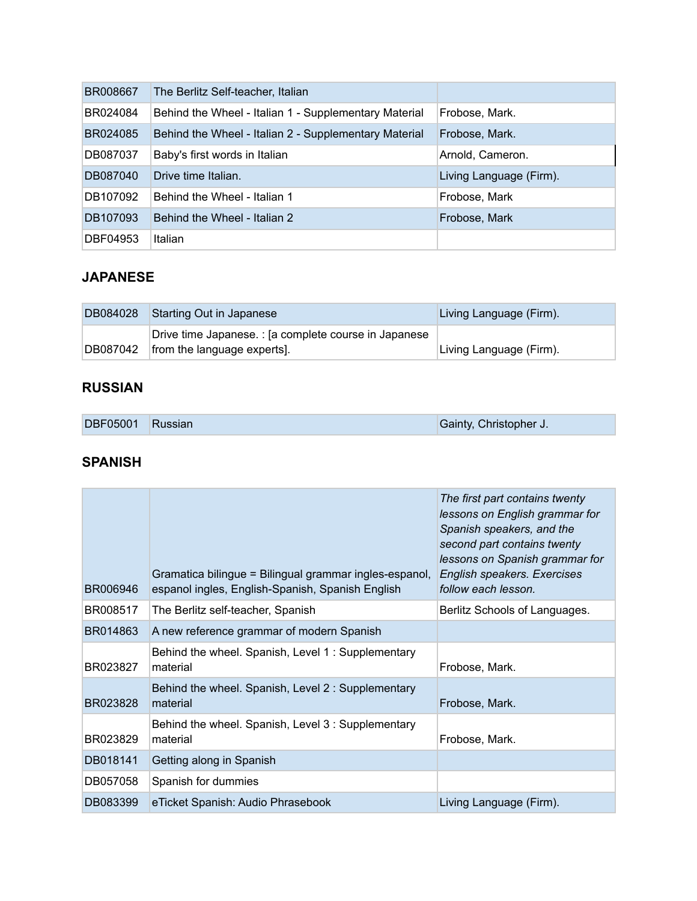| | | |
|---|---|---|
| BR008667 | The Berlitz Self-teacher, Italian | |
| BR024084 | Behind the Wheel - Italian 1 - Supplementary Material | Frobose, Mark. |
| BR024085 | Behind the Wheel - Italian 2 - Supplementary Material | Frobose, Mark. |
| DB087037 | Baby's first words in Italian | Arnold, Cameron. |
| DB087040 | Drive time Italian. | Living Language (Firm). |
| DB107092 | Behind the Wheel - Italian 1 | Frobose, Mark |
| DB107093 | Behind the Wheel - Italian 2 | Frobose, Mark |
| DBF04953 | Italian | |

## JAPANESE

| | | |
|---|---|---|
| DB084028 | Starting Out in Japanese | Living Language (Firm). |
| DB087042 | Drive time Japanese. : [a complete course in Japanese from the language experts]. | Living Language (Firm). |

## RUSSIAN

| | | |
|---|---|---|
| DBF05001 | Russian | Gainty, Christopher J. |

## SPANISH

| | | |
|---|---|---|
| BR006946 | Gramatica bilingue = Bilingual grammar ingles-espanol, espanol ingles, English-Spanish, Spanish English | *The first part contains twenty lessons on English grammar for Spanish speakers, and the second part contains twenty lessons on Spanish grammar for English speakers. Exercises follow each lesson.* |
| BR008517 | The Berlitz self-teacher, Spanish | Berlitz Schools of Languages. |
| BR014863 | A new reference grammar of modern Spanish | |
| BR023827 | Behind the wheel. Spanish, Level 1 : Supplementary material | Frobose, Mark. |
| BR023828 | Behind the wheel. Spanish, Level 2 : Supplementary material | Frobose, Mark. |
| BR023829 | Behind the wheel. Spanish, Level 3 : Supplementary material | Frobose, Mark. |
| DB018141 | Getting along in Spanish | |
| DB057058 | Spanish for dummies | |
| DB083399 | eTicket Spanish: Audio Phrasebook | Living Language (Firm). |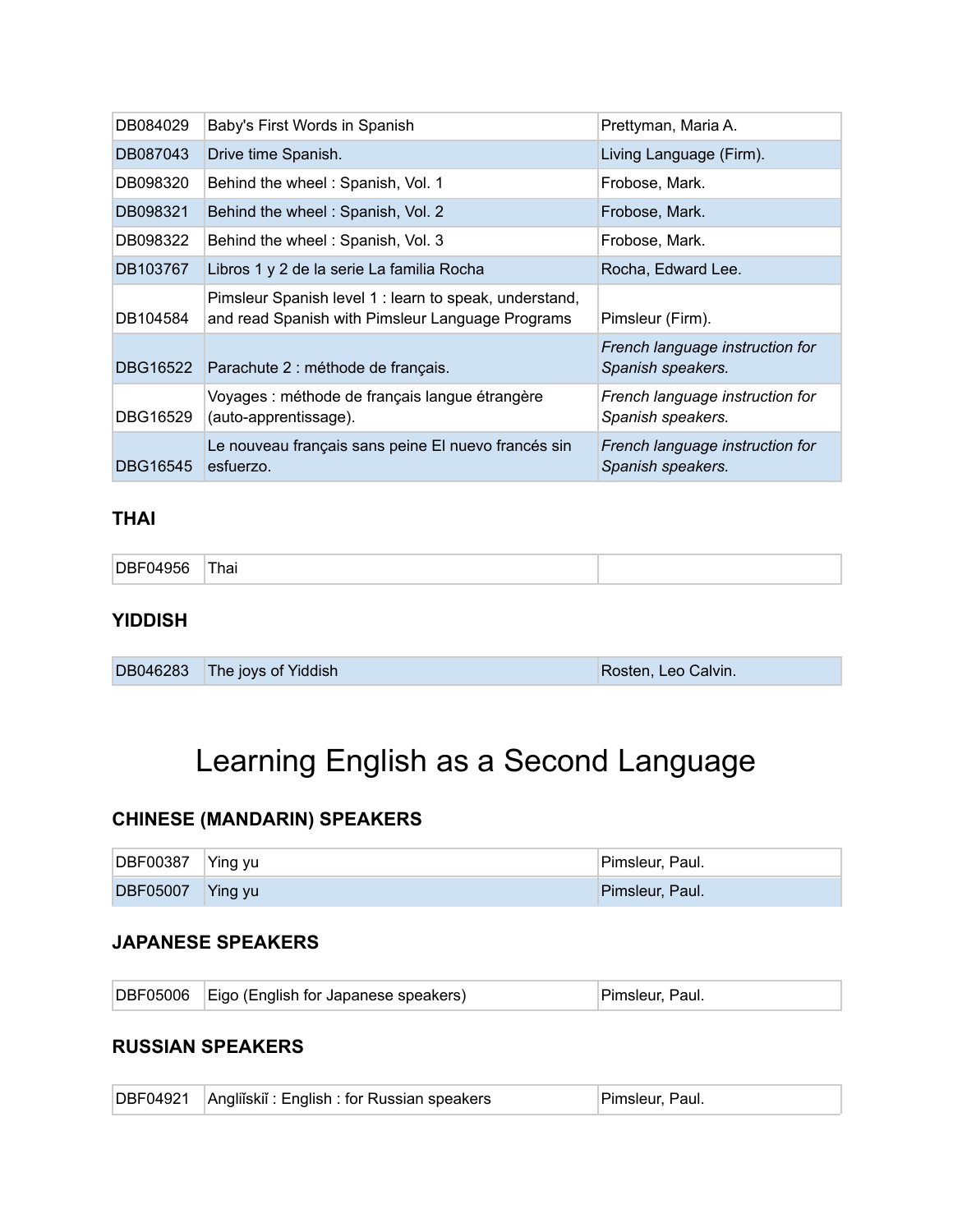| | | |
|---|---|---|
| DB084029 | Baby's First Words in Spanish | Prettyman, Maria A. |
| DB087043 | Drive time Spanish. | Living Language (Firm). |
| DB098320 | Behind the wheel : Spanish, Vol. 1 | Frobose, Mark. |
| DB098321 | Behind the wheel : Spanish, Vol. 2 | Frobose, Mark. |
| DB098322 | Behind the wheel : Spanish, Vol. 3 | Frobose, Mark. |
| DB103767 | Libros 1 y 2 de la serie La familia Rocha | Rocha, Edward Lee. |
| DB104584 | Pimsleur Spanish level 1 : learn to speak, understand, and read Spanish with Pimsleur Language Programs | Pimsleur (Firm). |
| DBG16522 | Parachute 2 : méthode de français. | *French language instruction for Spanish speakers.* |
| DBG16529 | Voyages : méthode de français langue étrangère (auto-apprentissage). | *French language instruction for Spanish speakers.* |
| DBG16545 | Le nouveau français sans peine El nuevo francés sin esfuerzo. | *French language instruction for Spanish speakers.* |

### THAI

| | | |
|---|---|---|
| DBF04956 | Thai | |

### YIDDISH

| | | |
|---|---|---|
| DB046283 | The joys of Yiddish | Rosten, Leo Calvin. |

# Learning English as a Second Language

### CHINESE (MANDARIN) SPEAKERS

| | | |
|---|---|---|
| DBF00387 | Ying yu | Pimsleur, Paul. |
| DBF05007 | Ying yu | Pimsleur, Paul. |

### JAPANESE SPEAKERS

| | | |
|---|---|---|
| DBF05006 | Eigo (English for Japanese speakers) | Pimsleur, Paul. |

### RUSSIAN SPEAKERS

| | | |
|---|---|---|
| DBF04921 | Angliĭskiĭ : English : for Russian speakers | Pimsleur, Paul. |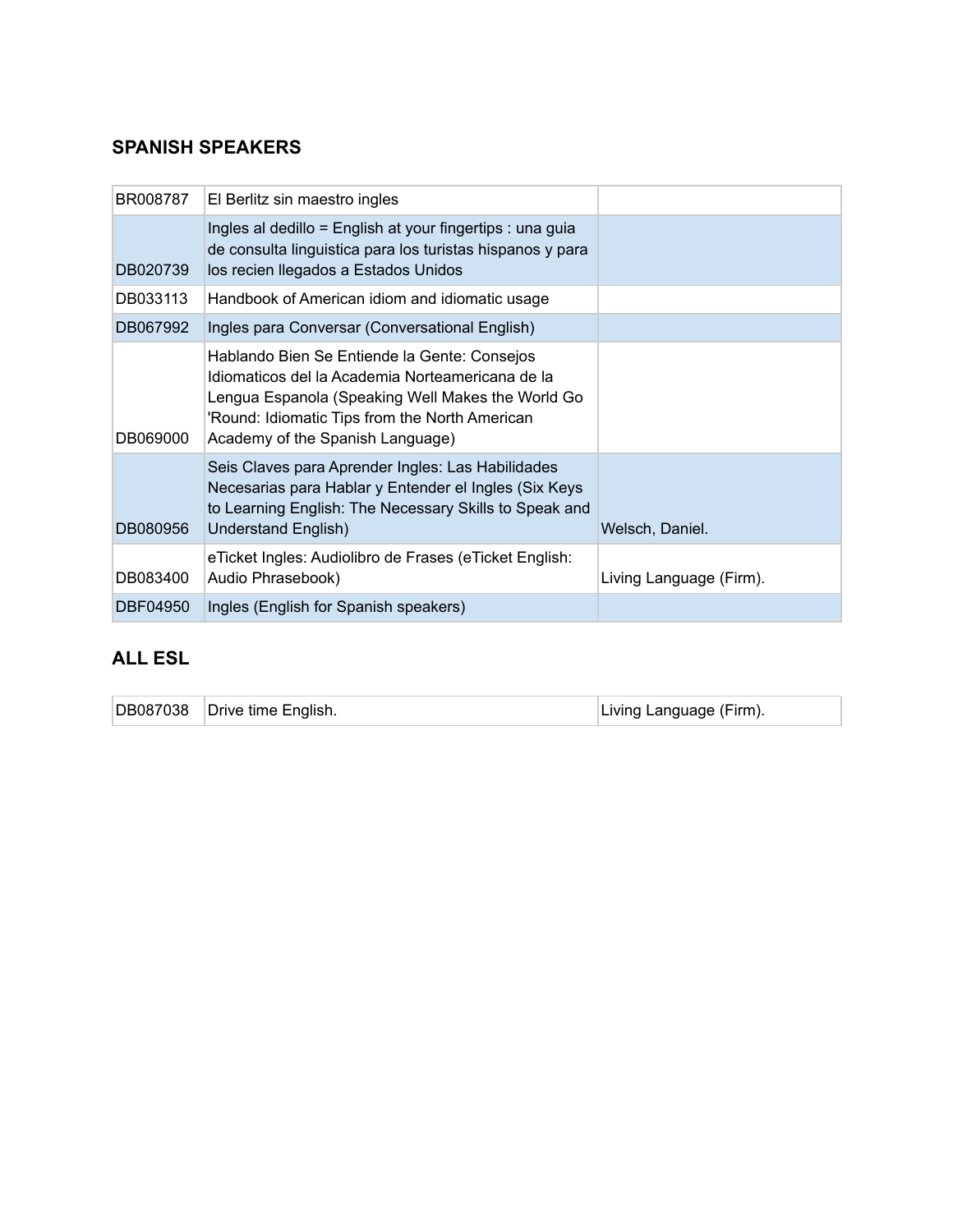## SPANISH SPEAKERS

| | | |
|---|---|---|
| BR008787 | El Berlitz sin maestro ingles | |
| DB020739 | Ingles al dedillo = English at your fingertips : una guia de consulta linguistica para los turistas hispanos y para los recien llegados a Estados Unidos | |
| DB033113 | Handbook of American idiom and idiomatic usage | |
| DB067992 | Ingles para Conversar (Conversational English) | |
| DB069000 | Hablando Bien Se Entiende la Gente: Consejos Idiomaticos del la Academia Norteamericana de la Lengua Espanola (Speaking Well Makes the World Go 'Round: Idiomatic Tips from the North American Academy of the Spanish Language) | |
| DB080956 | Seis Claves para Aprender Ingles: Las Habilidades Necesarias para Hablar y Entender el Ingles (Six Keys to Learning English: The Necessary Skills to Speak and Understand English) | Welsch, Daniel. |
| DB083400 | eTicket Ingles: Audiolibro de Frases (eTicket English: Audio Phrasebook) | Living Language (Firm). |
| DBF04950 | Ingles (English for Spanish speakers) | |

## ALL ESL

| | | |
|---|---|---|
| DB087038 | Drive time English. | Living Language (Firm). |